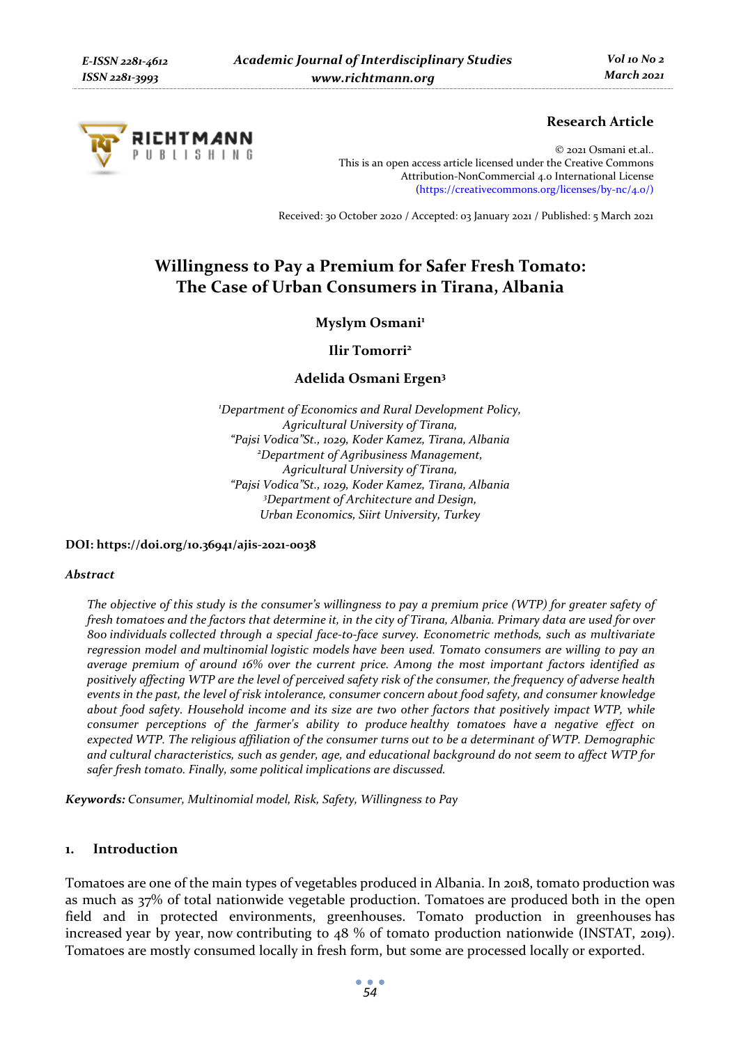Research Article

© 2021 Osmani et.al..
This is an open access article licensed under the Creative Commons Attribution-NonCommercial 4.0 International License (https://creativecommons.org/licenses/by-nc/4.0/)

Received: 30 October 2020 / Accepted: 03 January 2021 / Published: 5 March 2021

# Willingness to Pay a Premium for Safer Fresh Tomato: The Case of Urban Consumers in Tirana, Albania

**Myslym Osmani**[1]

**Ilir Tomorri**[2]

**Adelida Osmani Ergen**[3]

*[1]Department of Economics and Rural Development Policy, Agricultural University of Tirana, "Pajsi Vodica"St., 1029, Koder Kamez, Tirana, Albania*
*[2]Department of Agribusiness Management, Agricultural University of Tirana, "Pajsi Vodica"St., 1029, Koder Kamez, Tirana, Albania*
*[3]Department of Architecture and Design, Urban Economics, Siirt University, Turkey*

**DOI: https://doi.org/10.36941/ajis-2021-0038**

*Abstract*

*The objective of this study is the consumer's willingness to pay a premium price (WTP) for greater safety of fresh tomatoes and the factors that determine it, in the city of Tirana, Albania. Primary data are used for over 800 individuals collected through a special face-to-face survey. Econometric methods, such as multivariate regression model and multinomial logistic models have been used. Tomato consumers are willing to pay an average premium of around 16% over the current price. Among the most important factors identified as positively affecting WTP are the level of perceived safety risk of the consumer, the frequency of adverse health events in the past, the level of risk intolerance, consumer concern about food safety, and consumer knowledge about food safety. Household income and its size are two other factors that positively impact WTP, while consumer perceptions of the farmer's ability to produce healthy tomatoes have a negative effect on expected WTP. The religious affiliation of the consumer turns out to be a determinant of WTP. Demographic and cultural characteristics, such as gender, age, and educational background do not seem to affect WTP for safer fresh tomato. Finally, some political implications are discussed.*

***Keywords:*** *Consumer, Multinomial model, Risk, Safety, Willingness to Pay*

## 1. Introduction

Tomatoes are one of the main types of vegetables produced in Albania. In 2018, tomato production was as much as 37% of total nationwide vegetable production. Tomatoes are produced both in the open field and in protected environments, greenhouses. Tomato production in greenhouses has increased year by year, now contributing to 48 % of tomato production nationwide (INSTAT, 2019). Tomatoes are mostly consumed locally in fresh form, but some are processed locally or exported.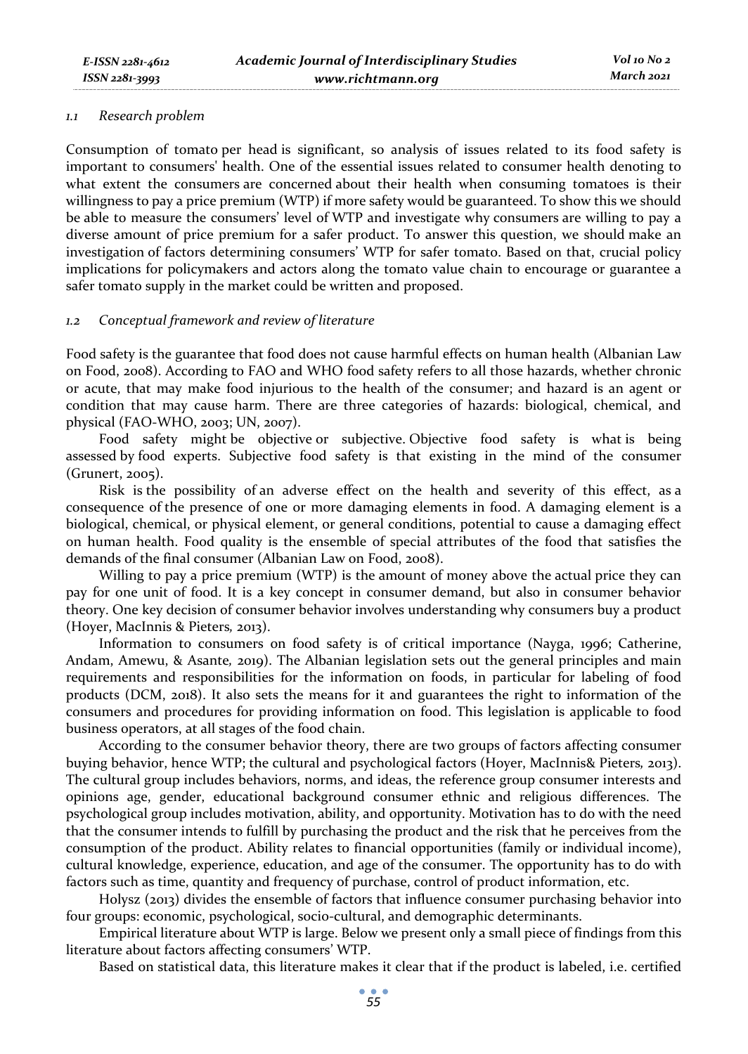### *1.1 Research problem*

Consumption of tomato per head is significant, so analysis of issues related to its food safety is important to consumers' health. One of the essential issues related to consumer health denoting to what extent the consumers are concerned about their health when consuming tomatoes is their willingness to pay a price premium (WTP) if more safety would be guaranteed. To show this we should be able to measure the consumers' level of WTP and investigate why consumers are willing to pay a diverse amount of price premium for a safer product. To answer this question, we should make an investigation of factors determining consumers' WTP for safer tomato. Based on that, crucial policy implications for policymakers and actors along the tomato value chain to encourage or guarantee a safer tomato supply in the market could be written and proposed.

### *1.2 Conceptual framework and review of literature*

Food safety is the guarantee that food does not cause harmful effects on human health (Albanian Law on Food, 2008). According to FAO and WHO food safety refers to all those hazards, whether chronic or acute, that may make food injurious to the health of the consumer; and hazard is an agent or condition that may cause harm. There are three categories of hazards: biological, chemical, and physical (FAO-WHO, 2003; UN, 2007).

Food safety might be objective or subjective. Objective food safety is what is being assessed by food experts. Subjective food safety is that existing in the mind of the consumer (Grunert, 2005).

Risk is the possibility of an adverse effect on the health and severity of this effect, as a consequence of the presence of one or more damaging elements in food. A damaging element is a biological, chemical, or physical element, or general conditions, potential to cause a damaging effect on human health. Food quality is the ensemble of special attributes of the food that satisfies the demands of the final consumer (Albanian Law on Food, 2008).

Willing to pay a price premium (WTP) is the amount of money above the actual price they can pay for one unit of food. It is a key concept in consumer demand, but also in consumer behavior theory. One key decision of consumer behavior involves understanding why consumers buy a product (Hoyer, MacInnis & Pieters*,* 2013).

Information to consumers on food safety is of critical importance (Nayga, 1996; Catherine, Andam, Amewu, & Asante*,* 2019). The Albanian legislation sets out the general principles and main requirements and responsibilities for the information on foods, in particular for labeling of food products (DCM, 2018). It also sets the means for it and guarantees the right to information of the consumers and procedures for providing information on food. This legislation is applicable to food business operators, at all stages of the food chain.

According to the consumer behavior theory, there are two groups of factors affecting consumer buying behavior, hence WTP; the cultural and psychological factors (Hoyer, MacInnis& Pieters*,* 2013). The cultural group includes behaviors, norms, and ideas, the reference group consumer interests and opinions age, gender, educational background consumer ethnic and religious differences. The psychological group includes motivation, ability, and opportunity. Motivation has to do with the need that the consumer intends to fulfill by purchasing the product and the risk that he perceives from the consumption of the product. Ability relates to financial opportunities (family or individual income), cultural knowledge, experience, education, and age of the consumer. The opportunity has to do with factors such as time, quantity and frequency of purchase, control of product information, etc.

Holysz (2013) divides the ensemble of factors that influence consumer purchasing behavior into four groups: economic, psychological, socio-cultural, and demographic determinants.

Empirical literature about WTP is large. Below we present only a small piece of findings from this literature about factors affecting consumers' WTP.

Based on statistical data, this literature makes it clear that if the product is labeled, i.e. certified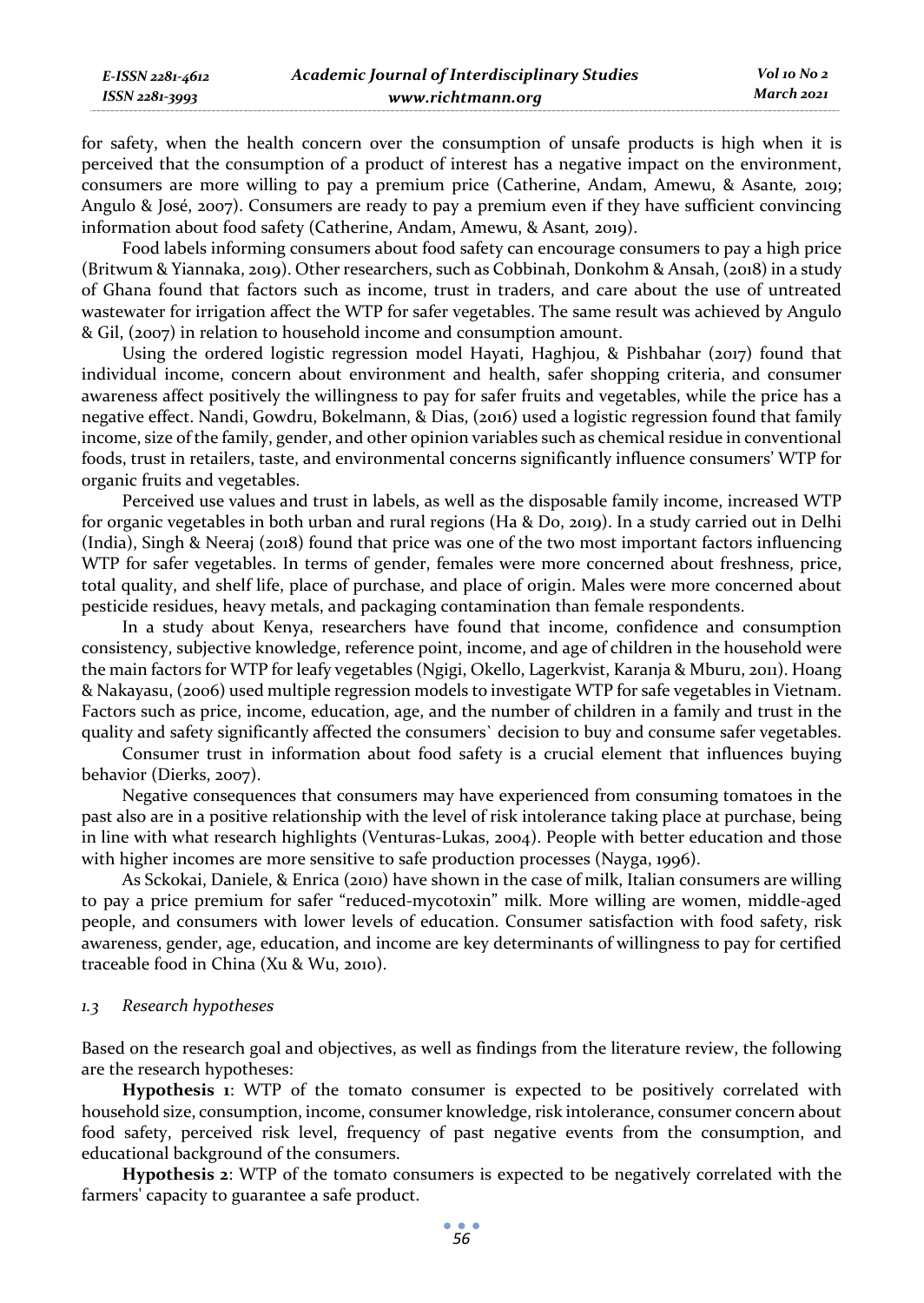for safety, when the health concern over the consumption of unsafe products is high when it is perceived that the consumption of a product of interest has a negative impact on the environment, consumers are more willing to pay a premium price (Catherine, Andam, Amewu, & Asante, 2019; Angulo & José, 2007). Consumers are ready to pay a premium even if they have sufficient convincing information about food safety (Catherine, Andam, Amewu, & Asant, 2019).

Food labels informing consumers about food safety can encourage consumers to pay a high price (Britwum & Yiannaka, 2019). Other researchers, such as Cobbinah, Donkohm & Ansah, (2018) in a study of Ghana found that factors such as income, trust in traders, and care about the use of untreated wastewater for irrigation affect the WTP for safer vegetables. The same result was achieved by Angulo & Gil, (2007) in relation to household income and consumption amount.

Using the ordered logistic regression model Hayati, Haghjou, & Pishbahar (2017) found that individual income, concern about environment and health, safer shopping criteria, and consumer awareness affect positively the willingness to pay for safer fruits and vegetables, while the price has a negative effect. Nandi, Gowdru, Bokelmann, & Dias, (2016) used a logistic regression found that family income, size of the family, gender, and other opinion variables such as chemical residue in conventional foods, trust in retailers, taste, and environmental concerns significantly influence consumers' WTP for organic fruits and vegetables.

Perceived use values and trust in labels, as well as the disposable family income, increased WTP for organic vegetables in both urban and rural regions (Ha & Do, 2019). In a study carried out in Delhi (India), Singh & Neeraj (2018) found that price was one of the two most important factors influencing WTP for safer vegetables. In terms of gender, females were more concerned about freshness, price, total quality, and shelf life, place of purchase, and place of origin. Males were more concerned about pesticide residues, heavy metals, and packaging contamination than female respondents.

In a study about Kenya, researchers have found that income, confidence and consumption consistency, subjective knowledge, reference point, income, and age of children in the household were the main factors for WTP for leafy vegetables (Ngigi, Okello, Lagerkvist, Karanja & Mburu, 2011). Hoang & Nakayasu, (2006) used multiple regression models to investigate WTP for safe vegetables in Vietnam. Factors such as price, income, education, age, and the number of children in a family and trust in the quality and safety significantly affected the consumers` decision to buy and consume safer vegetables.

Consumer trust in information about food safety is a crucial element that influences buying behavior (Dierks, 2007).

Negative consequences that consumers may have experienced from consuming tomatoes in the past also are in a positive relationship with the level of risk intolerance taking place at purchase, being in line with what research highlights (Venturas-Lukas, 2004). People with better education and those with higher incomes are more sensitive to safe production processes (Nayga, 1996).

As Sckokai, Daniele, & Enrica (2010) have shown in the case of milk, Italian consumers are willing to pay a price premium for safer "reduced-mycotoxin" milk. More willing are women, middle-aged people, and consumers with lower levels of education. Consumer satisfaction with food safety, risk awareness, gender, age, education, and income are key determinants of willingness to pay for certified traceable food in China (Xu & Wu, 2010).

### *1.3 Research hypotheses*

Based on the research goal and objectives, as well as findings from the literature review, the following are the research hypotheses:

**Hypothesis 1**: WTP of the tomato consumer is expected to be positively correlated with household size, consumption, income, consumer knowledge, risk intolerance, consumer concern about food safety, perceived risk level, frequency of past negative events from the consumption, and educational background of the consumers.

**Hypothesis 2**: WTP of the tomato consumers is expected to be negatively correlated with the farmers' capacity to guarantee a safe product.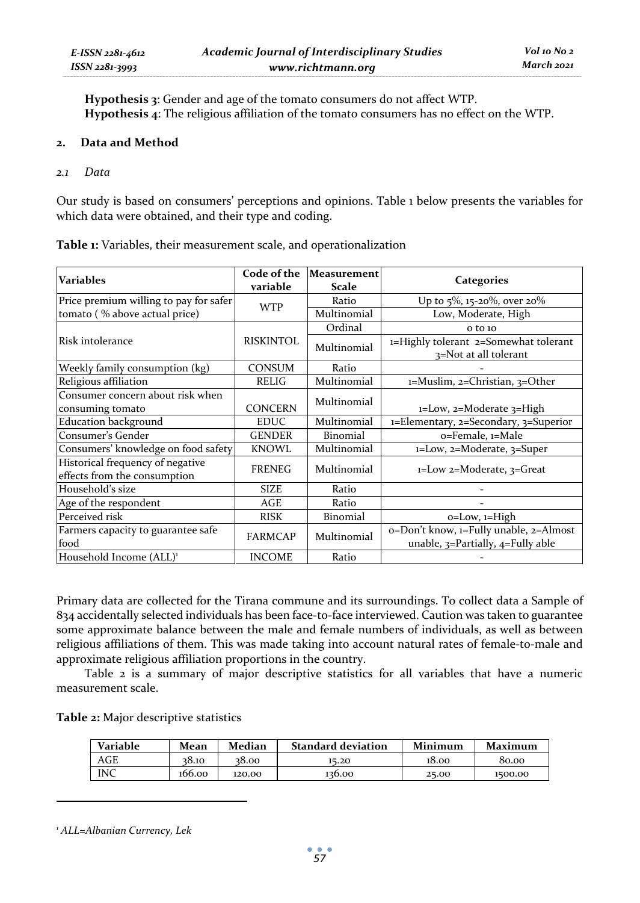**Hypothesis 3**: Gender and age of the tomato consumers do not affect WTP.

**Hypothesis 4**: The religious affiliation of the tomato consumers has no effect on the WTP.

## 2. Data and Method

### *2.1 Data*

Our study is based on consumers' perceptions and opinions. Table 1 below presents the variables for which data were obtained, and their type and coding.

**Table 1:** Variables, their measurement scale, and operationalization

| Variables | Code of the variable | Measurement Scale | Categories |
|---|---|---|---|
| Price premium willing to pay for safer tomato ( % above actual price) | WTP | Ratio | Up to 5%, 15-20%, over 20% |
| | | Multinomial | Low, Moderate, High |
| Risk intolerance | RISKINTOL | Ordinal | 0 to 10 |
| | | Multinomial | 1=Highly tolerant 2=Somewhat tolerant 3=Not at all tolerant |
| Weekly family consumption (kg) | CONSUM | Ratio | - |
| Religious affiliation | RELIG | Multinomial | 1=Muslim, 2=Christian, 3=Other |
| Consumer concern about risk when consuming tomato | CONCERN | Multinomial | 1=Low, 2=Moderate 3=High |
| Education background | EDUC | Multinomial | 1=Elementary, 2=Secondary, 3=Superior |
| Consumer's Gender | GENDER | Binomial | 0=Female, 1=Male |
| Consumers' knowledge on food safety | KNOWL | Multinomial | 1=Low, 2=Moderate, 3=Super |
| Historical frequency of negative effects from the consumption | FRENEG | Multinomial | 1=Low 2=Moderate, 3=Great |
| Household's size | SIZE | Ratio | - |
| Age of the respondent | AGE | Ratio | - |
| Perceived risk | RISK | Binomial | 0=Low, 1=High |
| Farmers capacity to guarantee safe food | FARMCAP | Multinomial | 0=Don't know, 1=Fully unable, 2=Almost unable, 3=Partially, 4=Fully able |
| Household Income (ALL)[1] | INCOME | Ratio | - |

Primary data are collected for the Tirana commune and its surroundings. To collect data a Sample of 834 accidentally selected individuals has been face-to-face interviewed. Caution was taken to guarantee some approximate balance between the male and female numbers of individuals, as well as between religious affiliations of them. This was made taking into account natural rates of female-to-male and approximate religious affiliation proportions in the country.

Table 2 is a summary of major descriptive statistics for all variables that have a numeric measurement scale.

**Table 2:** Major descriptive statistics

| Variable | Mean | Median | Standard deviation | Minimum | Maximum |
|---|---|---|---|---|---|
| AGE | 38.10 | 38.00 | 15.20 | 18.00 | 80.00 |
| INC | 166.00 | 120.00 | 136.00 | 25.00 | 1500.00 |

[1] *ALL=Albanian Currency, Lek*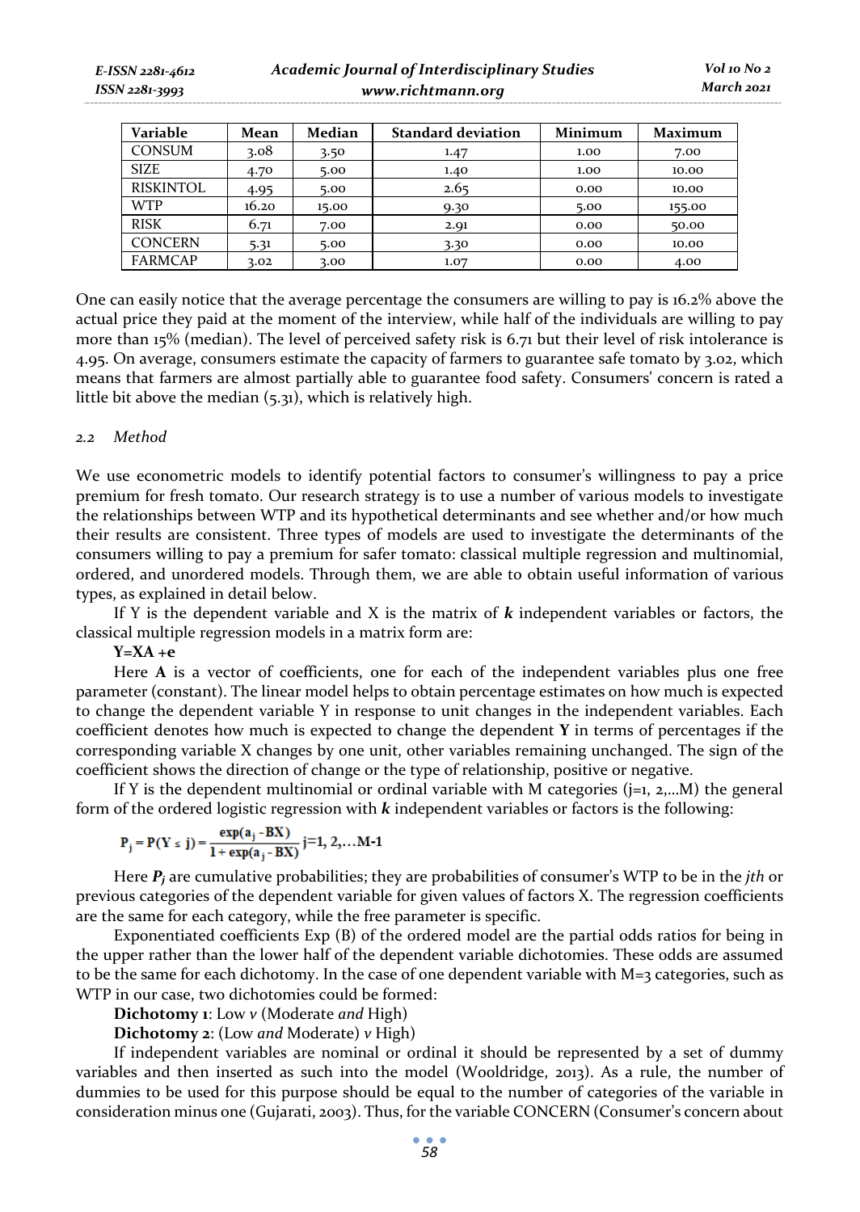| Variable | Mean | Median | Standard deviation | Minimum | Maximum |
|---|---|---|---|---|---|
| CONSUM | 3.08 | 3.50 | 1.47 | 1.00 | 7.00 |
| SIZE | 4.70 | 5.00 | 1.40 | 1.00 | 10.00 |
| RISKINTOL | 4.95 | 5.00 | 2.65 | 0.00 | 10.00 |
| WTP | 16.20 | 15.00 | 9.30 | 5.00 | 155.00 |
| RISK | 6.71 | 7.00 | 2.91 | 0.00 | 50.00 |
| CONCERN | 5.31 | 5.00 | 3.30 | 0.00 | 10.00 |
| FARMCAP | 3.02 | 3.00 | 1.07 | 0.00 | 4.00 |

One can easily notice that the average percentage the consumers are willing to pay is 16.2% above the actual price they paid at the moment of the interview, while half of the individuals are willing to pay more than 15% (median). The level of perceived safety risk is 6.71 but their level of risk intolerance is 4.95. On average, consumers estimate the capacity of farmers to guarantee safe tomato by 3.02, which means that farmers are almost partially able to guarantee food safety. Consumers' concern is rated a little bit above the median (5.31), which is relatively high.

### *2.2 Method*

We use econometric models to identify potential factors to consumer's willingness to pay a price premium for fresh tomato. Our research strategy is to use a number of various models to investigate the relationships between WTP and its hypothetical determinants and see whether and/or how much their results are consistent. Three types of models are used to investigate the determinants of the consumers willing to pay a premium for safer tomato: classical multiple regression and multinomial, ordered, and unordered models. Through them, we are able to obtain useful information of various types, as explained in detail below.

If Y is the dependent variable and X is the matrix of ***k*** independent variables or factors, the classical multiple regression models in a matrix form are:

**Y=XA +e**

Here **A** is a vector of coefficients, one for each of the independent variables plus one free parameter (constant). The linear model helps to obtain percentage estimates on how much is expected to change the dependent variable Y in response to unit changes in the independent variables. Each coefficient denotes how much is expected to change the dependent **Y** in terms of percentages if the corresponding variable X changes by one unit, other variables remaining unchanged. The sign of the coefficient shows the direction of change or the type of relationship, positive or negative.

If Y is the dependent multinomial or ordinal variable with M categories (j=1, 2,…M) the general form of the ordered logistic regression with ***k*** independent variables or factors is the following:

$$P_j = P(Y \le j) = \frac{\exp(a_j - BX)}{1 + \exp(a_j - BX)} \quad j=1, 2, \ldots M-1$$

Here $P_j$ are cumulative probabilities; they are probabilities of consumer's WTP to be in the *jth* or previous categories of the dependent variable for given values of factors X. The regression coefficients are the same for each category, while the free parameter is specific.

Exponentiated coefficients Exp (B) of the ordered model are the partial odds ratios for being in the upper rather than the lower half of the dependent variable dichotomies. These odds are assumed to be the same for each dichotomy. In the case of one dependent variable with M=3 categories, such as WTP in our case, two dichotomies could be formed:

**Dichotomy 1**: Low *v* (Moderate *and* High)

**Dichotomy 2**: (Low *and* Moderate) *v* High)

If independent variables are nominal or ordinal it should be represented by a set of dummy variables and then inserted as such into the model (Wooldridge, 2013). As a rule, the number of dummies to be used for this purpose should be equal to the number of categories of the variable in consideration minus one (Gujarati, 2003). Thus, for the variable CONCERN (Consumer's concern about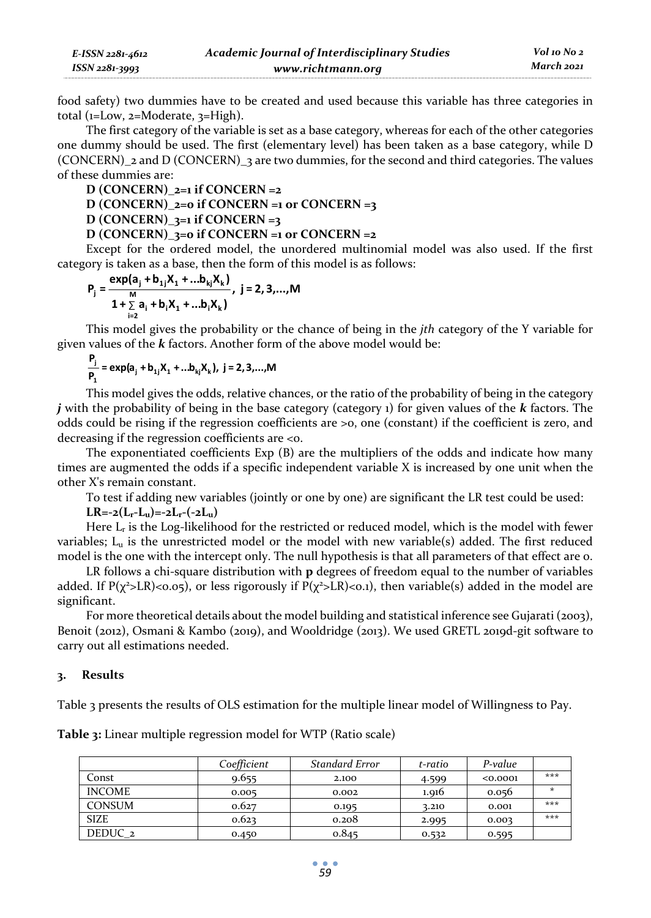food safety) two dummies have to be created and used because this variable has three categories in total (1=Low, 2=Moderate, 3=High).

The first category of the variable is set as a base category, whereas for each of the other categories one dummy should be used. The first (elementary level) has been taken as a base category, while D (CONCERN)_2 and D (CONCERN)_3 are two dummies, for the second and third categories. The values of these dummies are:

**D (CONCERN)_2=1 if CONCERN =2**

**D (CONCERN)_2=0 if CONCERN =1 or CONCERN =3**

**D (CONCERN)_3=1 if CONCERN =3**

**D (CONCERN)_3=0 if CONCERN =1 or CONCERN =2**

Except for the ordered model, the unordered multinomial model was also used. If the first category is taken as a base, then the form of this model is as follows:

$$P_j = \frac{\exp(a_j + b_{1j}X_1 + \ldots b_{kj}X_k)}{1 + \sum_{i=2}^{M} a_i + b_i X_1 + \ldots b_i X_k)}, \ j = 2, 3, \ldots, M$$

This model gives the probability or the chance of being in the *jth* category of the Y variable for given values of the ***k*** factors. Another form of the above model would be:

$$\frac{P_j}{P_1} = \exp(a_j + b_{1j}X_1 + \ldots b_{kj}X_k), \ j = 2, 3, \ldots, M$$

This model gives the odds, relative chances, or the ratio of the probability of being in the category ***j*** with the probability of being in the base category (category 1) for given values of the ***k*** factors. The odds could be rising if the regression coefficients are >0, one (constant) if the coefficient is zero, and decreasing if the regression coefficients are <0.

The exponentiated coefficients Exp (B) are the multipliers of the odds and indicate how many times are augmented the odds if a specific independent variable X is increased by one unit when the other X's remain constant.

To test if adding new variables (jointly or one by one) are significant the LR test could be used:

$$LR = -2(L_r - L_u) = -2L_r - (-2L_u)$$

Here $L_r$ is the Log-likelihood for the restricted or reduced model, which is the model with fewer variables; $L_u$ is the unrestricted model or the model with new variable(s) added. The first reduced model is the one with the intercept only. The null hypothesis is that all parameters of that effect are 0.

LR follows a chi-square distribution with **p** degrees of freedom equal to the number of variables added. If $P(\chi^2 > LR) < 0.05$), or less rigorously if $P(\chi^2 > LR) < 0.1$), then variable(s) added in the model are significant.

For more theoretical details about the model building and statistical inference see Gujarati (2003), Benoit (2012), Osmani & Kambo (2019), and Wooldridge (2013). We used GRETL 2019d-git software to carry out all estimations needed.

## 3. Results

Table 3 presents the results of OLS estimation for the multiple linear model of Willingness to Pay.

**Table 3:** Linear multiple regression model for WTP (Ratio scale)

| | *Coefficient* | *Standard Error* | *t-ratio* | *P-value* | |
|---|---|---|---|---|---|
| Const | 9.655 | 2.100 | 4.599 | <0.0001 | *** |
| INCOME | 0.005 | 0.002 | 1.916 | 0.056 | * |
| CONSUM | 0.627 | 0.195 | 3.210 | 0.001 | *** |
| SIZE | 0.623 | 0.208 | 2.995 | 0.003 | *** |
| DEDUC_2 | 0.450 | 0.845 | 0.532 | 0.595 | |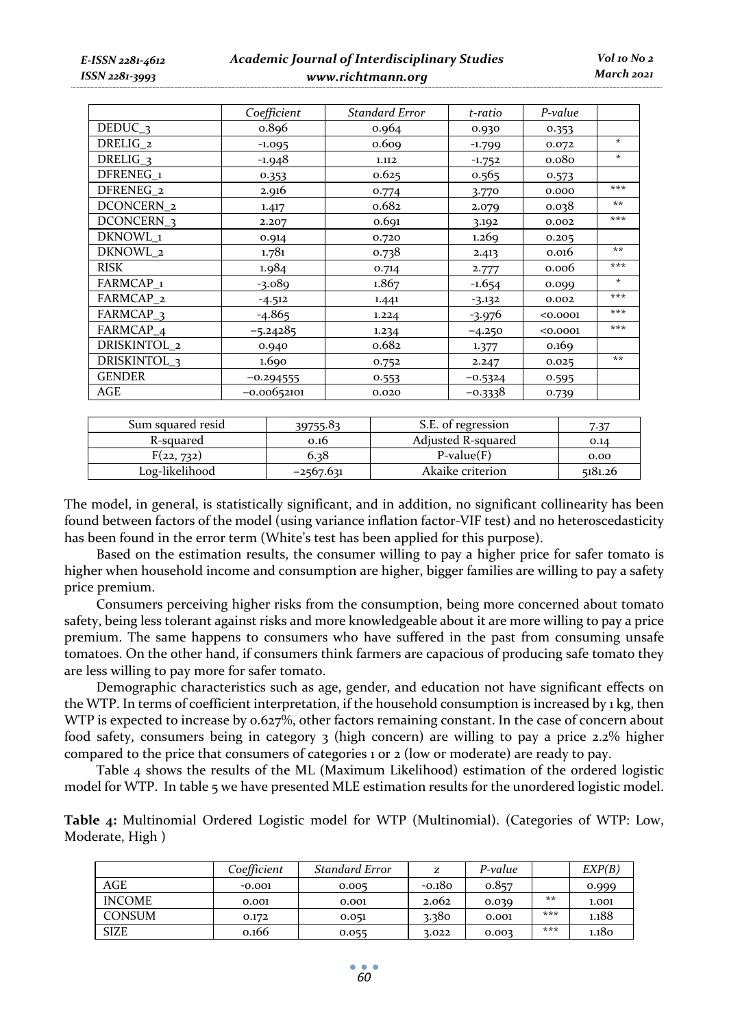| | *Coefficient* | *Standard Error* | *t-ratio* | *P-value* | |
|---|---|---|---|---|---|
| DEDUC_3 | 0.896 | 0.964 | 0.930 | 0.353 | |
| DRELIG_2 | -1.095 | 0.609 | -1.799 | 0.072 | * |
| DRELIG_3 | -1.948 | 1.112 | -1.752 | 0.080 | * |
| DFRENEG_1 | 0.353 | 0.625 | 0.565 | 0.573 | |
| DFRENEG_2 | 2.916 | 0.774 | 3.770 | 0.000 | *** |
| DCONCERN_2 | 1.417 | 0.682 | 2.079 | 0.038 | ** |
| DCONCERN_3 | 2.207 | 0.691 | 3.192 | 0.002 | *** |
| DKNOWL_1 | 0.914 | 0.720 | 1.269 | 0.205 | |
| DKNOWL_2 | 1.781 | 0.738 | 2.413 | 0.016 | ** |
| RISK | 1.984 | 0.714 | 2.777 | 0.006 | *** |
| FARMCAP_1 | -3.089 | 1.867 | -1.654 | 0.099 | * |
| FARMCAP_2 | -4.512 | 1.441 | -3.132 | 0.002 | *** |
| FARMCAP_3 | -4.865 | 1.224 | -3.976 | <0.0001 | *** |
| FARMCAP_4 | −5.24285 | 1.234 | −4.250 | <0.0001 | *** |
| DRISKINTOL_2 | 0.940 | 0.682 | 1.377 | 0.169 | |
| DRISKINTOL_3 | 1.690 | 0.752 | 2.247 | 0.025 | ** |
| GENDER | −0.294555 | 0.553 | −0.5324 | 0.595 | |
| AGE | −0.00652101 | 0.020 | −0.3338 | 0.739 | |

| Sum squared resid | 39755.83 | S.E. of regression | 7.37 |
|---|---|---|---|
| R-squared | 0.16 | Adjusted R-squared | 0.14 |
| F(22, 732) | 6.38 | P-value(F) | 0.00 |
| Log-likelihood | −2567.631 | Akaike criterion | 5181.26 |

The model, in general, is statistically significant, and in addition, no significant collinearity has been found between factors of the model (using variance inflation factor-VIF test) and no heteroscedasticity has been found in the error term (White's test has been applied for this purpose).

Based on the estimation results, the consumer willing to pay a higher price for safer tomato is higher when household income and consumption are higher, bigger families are willing to pay a safety price premium.

Consumers perceiving higher risks from the consumption, being more concerned about tomato safety, being less tolerant against risks and more knowledgeable about it are more willing to pay a price premium. The same happens to consumers who have suffered in the past from consuming unsafe tomatoes. On the other hand, if consumers think farmers are capacious of producing safe tomato they are less willing to pay more for safer tomato.

Demographic characteristics such as age, gender, and education not have significant effects on the WTP. In terms of coefficient interpretation, if the household consumption is increased by 1 kg, then WTP is expected to increase by 0.627%, other factors remaining constant. In the case of concern about food safety, consumers being in category 3 (high concern) are willing to pay a price 2.2% higher compared to the price that consumers of categories 1 or 2 (low or moderate) are ready to pay.

Table 4 shows the results of the ML (Maximum Likelihood) estimation of the ordered logistic model for WTP. In table 5 we have presented MLE estimation results for the unordered logistic model.

**Table 4:** Multinomial Ordered Logistic model for WTP (Multinomial). (Categories of WTP: Low, Moderate, High )

| | *Coefficient* | *Standard Error* | *z* | *P-value* | | *EXP(B)* |
|---|---|---|---|---|---|---|
| AGE | -0.001 | 0.005 | -0.180 | 0.857 | | 0.999 |
| INCOME | 0.001 | 0.001 | 2.062 | 0.039 | ** | 1.001 |
| CONSUM | 0.172 | 0.051 | 3.380 | 0.001 | *** | 1.188 |
| SIZE | 0.166 | 0.055 | 3.022 | 0.003 | *** | 1.180 |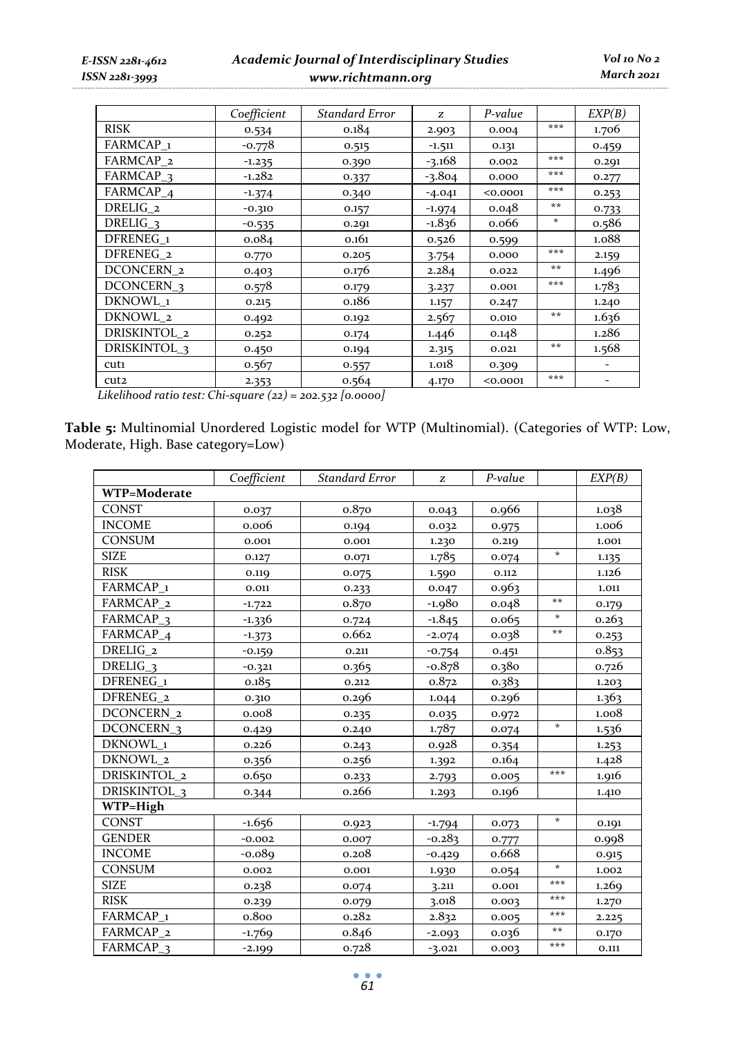| | *Coefficient* | *Standard Error* | *z* | *P-value* | | *EXP(B)* |
|---|---|---|---|---|---|---|
| RISK | 0.534 | 0.184 | 2.903 | 0.004 | *** | 1.706 |
| FARMCAP_1 | -0.778 | 0.515 | -1.511 | 0.131 | | 0.459 |
| FARMCAP_2 | -1.235 | 0.390 | -3.168 | 0.002 | *** | 0.291 |
| FARMCAP_3 | -1.282 | 0.337 | -3.804 | 0.000 | *** | 0.277 |
| FARMCAP_4 | -1.374 | 0.340 | -4.041 | <0.0001 | *** | 0.253 |
| DRELIG_2 | -0.310 | 0.157 | -1.974 | 0.048 | ** | 0.733 |
| DRELIG_3 | -0.535 | 0.291 | -1.836 | 0.066 | * | 0.586 |
| DFRENEG_1 | 0.084 | 0.161 | 0.526 | 0.599 | | 1.088 |
| DFRENEG_2 | 0.770 | 0.205 | 3.754 | 0.000 | *** | 2.159 |
| DCONCERN_2 | 0.403 | 0.176 | 2.284 | 0.022 | ** | 1.496 |
| DCONCERN_3 | 0.578 | 0.179 | 3.237 | 0.001 | *** | 1.783 |
| DKNOWL_1 | 0.215 | 0.186 | 1.157 | 0.247 | | 1.240 |
| DKNOWL_2 | 0.492 | 0.192 | 2.567 | 0.010 | ** | 1.636 |
| DRISKINTOL_2 | 0.252 | 0.174 | 1.446 | 0.148 | | 1.286 |
| DRISKINTOL_3 | 0.450 | 0.194 | 2.315 | 0.021 | ** | 1.568 |
| cut1 | 0.567 | 0.557 | 1.018 | 0.309 | | - |
| cut2 | 2.353 | 0.564 | 4.170 | <0.0001 | *** | - |

*Likelihood ratio test: Chi-square (22) = 202.532 [0.0000]*

**Table 5:** Multinomial Unordered Logistic model for WTP (Multinomial). (Categories of WTP: Low, Moderate, High. Base category=Low)

| | *Coefficient* | *Standard Error* | *z* | *P-value* | | *EXP(B)* |
|---|---|---|---|---|---|---|
| **WTP=Moderate** | | | | | | |
| CONST | 0.037 | 0.870 | 0.043 | 0.966 | | 1.038 |
| INCOME | 0.006 | 0.194 | 0.032 | 0.975 | | 1.006 |
| CONSUM | 0.001 | 0.001 | 1.230 | 0.219 | | 1.001 |
| SIZE | 0.127 | 0.071 | 1.785 | 0.074 | * | 1.135 |
| RISK | 0.119 | 0.075 | 1.590 | 0.112 | | 1.126 |
| FARMCAP_1 | 0.011 | 0.233 | 0.047 | 0.963 | | 1.011 |
| FARMCAP_2 | -1.722 | 0.870 | -1.980 | 0.048 | ** | 0.179 |
| FARMCAP_3 | -1.336 | 0.724 | -1.845 | 0.065 | * | 0.263 |
| FARMCAP_4 | -1.373 | 0.662 | -2.074 | 0.038 | ** | 0.253 |
| DRELIG_2 | -0.159 | 0.211 | -0.754 | 0.451 | | 0.853 |
| DRELIG_3 | -0.321 | 0.365 | -0.878 | 0.380 | | 0.726 |
| DFRENEG_1 | 0.185 | 0.212 | 0.872 | 0.383 | | 1.203 |
| DFRENEG_2 | 0.310 | 0.296 | 1.044 | 0.296 | | 1.363 |
| DCONCERN_2 | 0.008 | 0.235 | 0.035 | 0.972 | | 1.008 |
| DCONCERN_3 | 0.429 | 0.240 | 1.787 | 0.074 | * | 1.536 |
| DKNOWL_1 | 0.226 | 0.243 | 0.928 | 0.354 | | 1.253 |
| DKNOWL_2 | 0.356 | 0.256 | 1.392 | 0.164 | | 1.428 |
| DRISKINTOL_2 | 0.650 | 0.233 | 2.793 | 0.005 | *** | 1.916 |
| DRISKINTOL_3 | 0.344 | 0.266 | 1.293 | 0.196 | | 1.410 |
| **WTP=High** | | | | | | |
| CONST | -1.656 | 0.923 | -1.794 | 0.073 | * | 0.191 |
| GENDER | -0.002 | 0.007 | -0.283 | 0.777 | | 0.998 |
| INCOME | -0.089 | 0.208 | -0.429 | 0.668 | | 0.915 |
| CONSUM | 0.002 | 0.001 | 1.930 | 0.054 | * | 1.002 |
| SIZE | 0.238 | 0.074 | 3.211 | 0.001 | *** | 1.269 |
| RISK | 0.239 | 0.079 | 3.018 | 0.003 | *** | 1.270 |
| FARMCAP_1 | 0.800 | 0.282 | 2.832 | 0.005 | *** | 2.225 |
| FARMCAP_2 | -1.769 | 0.846 | -2.093 | 0.036 | ** | 0.170 |
| FARMCAP_3 | -2.199 | 0.728 | -3.021 | 0.003 | *** | 0.111 |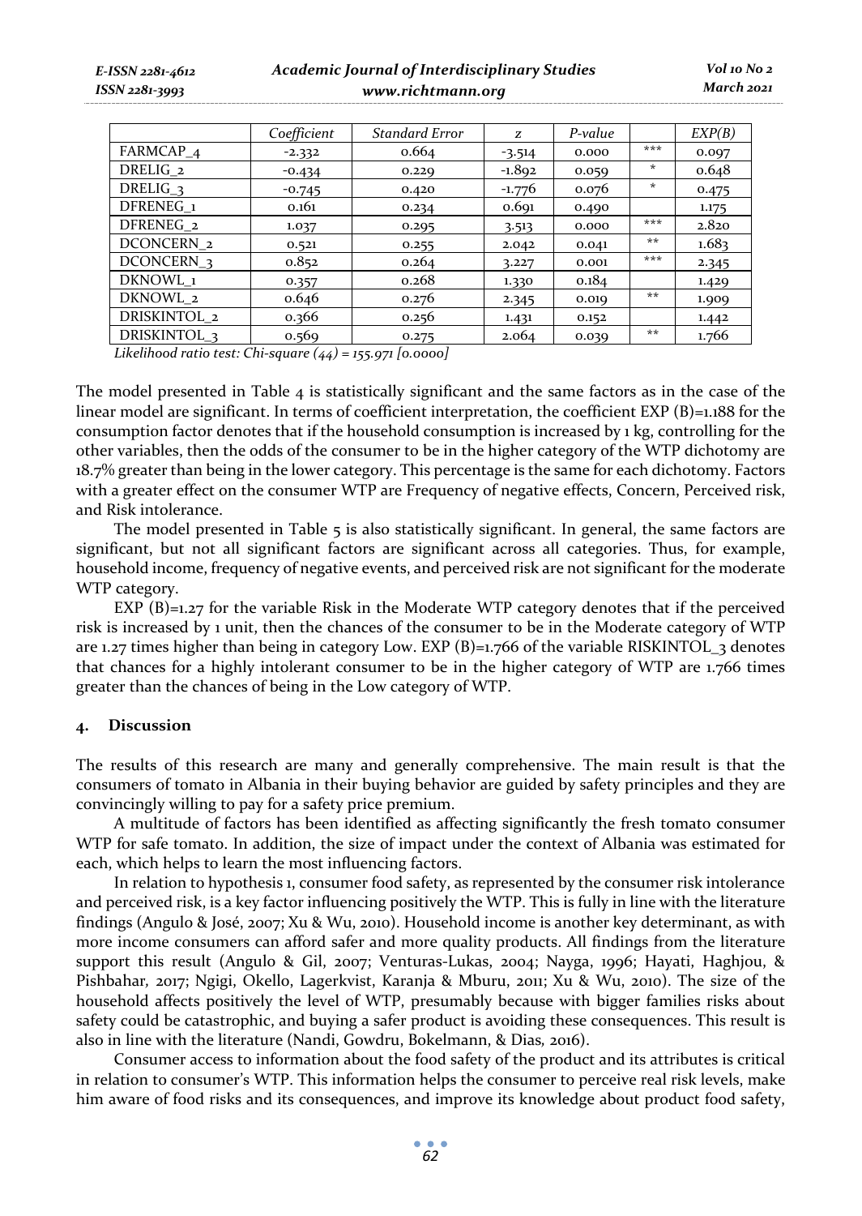|  | *Coefficient* | *Standard Error* | *z* | *P-value* |  | *EXP(B)* |
|---|---|---|---|---|---|---|
| FARMCAP_4 | -2.332 | 0.664 | -3.514 | 0.000 | *** | 0.097 |
| DRELIG_2 | -0.434 | 0.229 | -1.892 | 0.059 | * | 0.648 |
| DRELIG_3 | -0.745 | 0.420 | -1.776 | 0.076 | * | 0.475 |
| DFRENEG_1 | 0.161 | 0.234 | 0.691 | 0.490 |  | 1.175 |
| DFRENEG_2 | 1.037 | 0.295 | 3.513 | 0.000 | *** | 2.820 |
| DCONCERN_2 | 0.521 | 0.255 | 2.042 | 0.041 | ** | 1.683 |
| DCONCERN_3 | 0.852 | 0.264 | 3.227 | 0.001 | *** | 2.345 |
| DKNOWL_1 | 0.357 | 0.268 | 1.330 | 0.184 |  | 1.429 |
| DKNOWL_2 | 0.646 | 0.276 | 2.345 | 0.019 | ** | 1.909 |
| DRISKINTOL_2 | 0.366 | 0.256 | 1.431 | 0.152 |  | 1.442 |
| DRISKINTOL_3 | 0.569 | 0.275 | 2.064 | 0.039 | ** | 1.766 |

*Likelihood ratio test: Chi-square (44) = 155.971 [0.0000]*

The model presented in Table 4 is statistically significant and the same factors as in the case of the linear model are significant. In terms of coefficient interpretation, the coefficient EXP (B)=1.188 for the consumption factor denotes that if the household consumption is increased by 1 kg, controlling for the other variables, then the odds of the consumer to be in the higher category of the WTP dichotomy are 18.7% greater than being in the lower category. This percentage is the same for each dichotomy. Factors with a greater effect on the consumer WTP are Frequency of negative effects, Concern, Perceived risk, and Risk intolerance.

The model presented in Table 5 is also statistically significant. In general, the same factors are significant, but not all significant factors are significant across all categories. Thus, for example, household income, frequency of negative events, and perceived risk are not significant for the moderate WTP category.

EXP (B)=1.27 for the variable Risk in the Moderate WTP category denotes that if the perceived risk is increased by 1 unit, then the chances of the consumer to be in the Moderate category of WTP are 1.27 times higher than being in category Low. EXP (B)=1.766 of the variable RISKINTOL_3 denotes that chances for a highly intolerant consumer to be in the higher category of WTP are 1.766 times greater than the chances of being in the Low category of WTP.

## 4. Discussion

The results of this research are many and generally comprehensive. The main result is that the consumers of tomato in Albania in their buying behavior are guided by safety principles and they are convincingly willing to pay for a safety price premium.

A multitude of factors has been identified as affecting significantly the fresh tomato consumer WTP for safe tomato. In addition, the size of impact under the context of Albania was estimated for each, which helps to learn the most influencing factors.

In relation to hypothesis 1, consumer food safety, as represented by the consumer risk intolerance and perceived risk, is a key factor influencing positively the WTP. This is fully in line with the literature findings (Angulo & José, 2007; Xu & Wu, 2010). Household income is another key determinant, as with more income consumers can afford safer and more quality products. All findings from the literature support this result (Angulo & Gil, 2007; Venturas-Lukas, 2004; Nayga, 1996; Hayati, Haghjou, & Pishbahar, 2017; Ngigi, Okello, Lagerkvist, Karanja & Mburu, 2011; Xu & Wu, 2010). The size of the household affects positively the level of WTP, presumably because with bigger families risks about safety could be catastrophic, and buying a safer product is avoiding these consequences. This result is also in line with the literature (Nandi, Gowdru, Bokelmann, & Dias, 2016).

Consumer access to information about the food safety of the product and its attributes is critical in relation to consumer's WTP. This information helps the consumer to perceive real risk levels, make him aware of food risks and its consequences, and improve its knowledge about product food safety,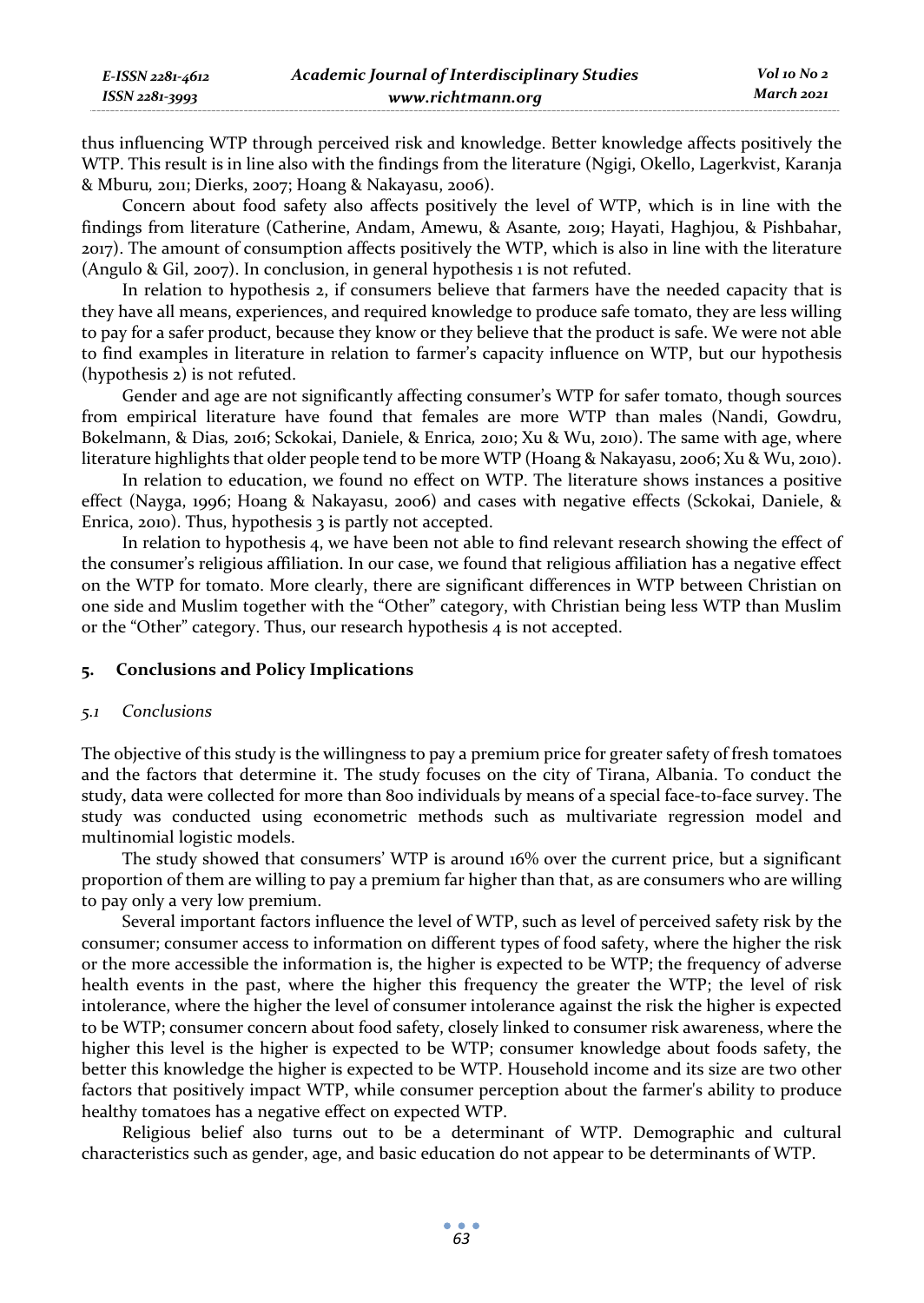thus influencing WTP through perceived risk and knowledge. Better knowledge affects positively the WTP. This result is in line also with the findings from the literature (Ngigi, Okello, Lagerkvist, Karanja & Mburu, 2011; Dierks, 2007; Hoang & Nakayasu, 2006).

Concern about food safety also affects positively the level of WTP, which is in line with the findings from literature (Catherine, Andam, Amewu, & Asante, 2019; Hayati, Haghjou, & Pishbahar, 2017). The amount of consumption affects positively the WTP, which is also in line with the literature (Angulo & Gil, 2007). In conclusion, in general hypothesis 1 is not refuted.

In relation to hypothesis 2, if consumers believe that farmers have the needed capacity that is they have all means, experiences, and required knowledge to produce safe tomato, they are less willing to pay for a safer product, because they know or they believe that the product is safe. We were not able to find examples in literature in relation to farmer's capacity influence on WTP, but our hypothesis (hypothesis 2) is not refuted.

Gender and age are not significantly affecting consumer's WTP for safer tomato, though sources from empirical literature have found that females are more WTP than males (Nandi, Gowdru, Bokelmann, & Dias, 2016; Sckokai, Daniele, & Enrica, 2010; Xu & Wu, 2010). The same with age, where literature highlights that older people tend to be more WTP (Hoang & Nakayasu, 2006; Xu & Wu, 2010).

In relation to education, we found no effect on WTP. The literature shows instances a positive effect (Nayga, 1996; Hoang & Nakayasu, 2006) and cases with negative effects (Sckokai, Daniele, & Enrica, 2010). Thus, hypothesis 3 is partly not accepted.

In relation to hypothesis 4, we have been not able to find relevant research showing the effect of the consumer's religious affiliation. In our case, we found that religious affiliation has a negative effect on the WTP for tomato. More clearly, there are significant differences in WTP between Christian on one side and Muslim together with the "Other" category, with Christian being less WTP than Muslim or the "Other" category. Thus, our research hypothesis 4 is not accepted.

## 5. Conclusions and Policy Implications

### *5.1 Conclusions*

The objective of this study is the willingness to pay a premium price for greater safety of fresh tomatoes and the factors that determine it. The study focuses on the city of Tirana, Albania. To conduct the study, data were collected for more than 800 individuals by means of a special face-to-face survey. The study was conducted using econometric methods such as multivariate regression model and multinomial logistic models.

The study showed that consumers' WTP is around 16% over the current price, but a significant proportion of them are willing to pay a premium far higher than that, as are consumers who are willing to pay only a very low premium.

Several important factors influence the level of WTP, such as level of perceived safety risk by the consumer; consumer access to information on different types of food safety, where the higher the risk or the more accessible the information is, the higher is expected to be WTP; the frequency of adverse health events in the past, where the higher this frequency the greater the WTP; the level of risk intolerance, where the higher the level of consumer intolerance against the risk the higher is expected to be WTP; consumer concern about food safety, closely linked to consumer risk awareness, where the higher this level is the higher is expected to be WTP; consumer knowledge about foods safety, the better this knowledge the higher is expected to be WTP. Household income and its size are two other factors that positively impact WTP, while consumer perception about the farmer's ability to produce healthy tomatoes has a negative effect on expected WTP.

Religious belief also turns out to be a determinant of WTP. Demographic and cultural characteristics such as gender, age, and basic education do not appear to be determinants of WTP.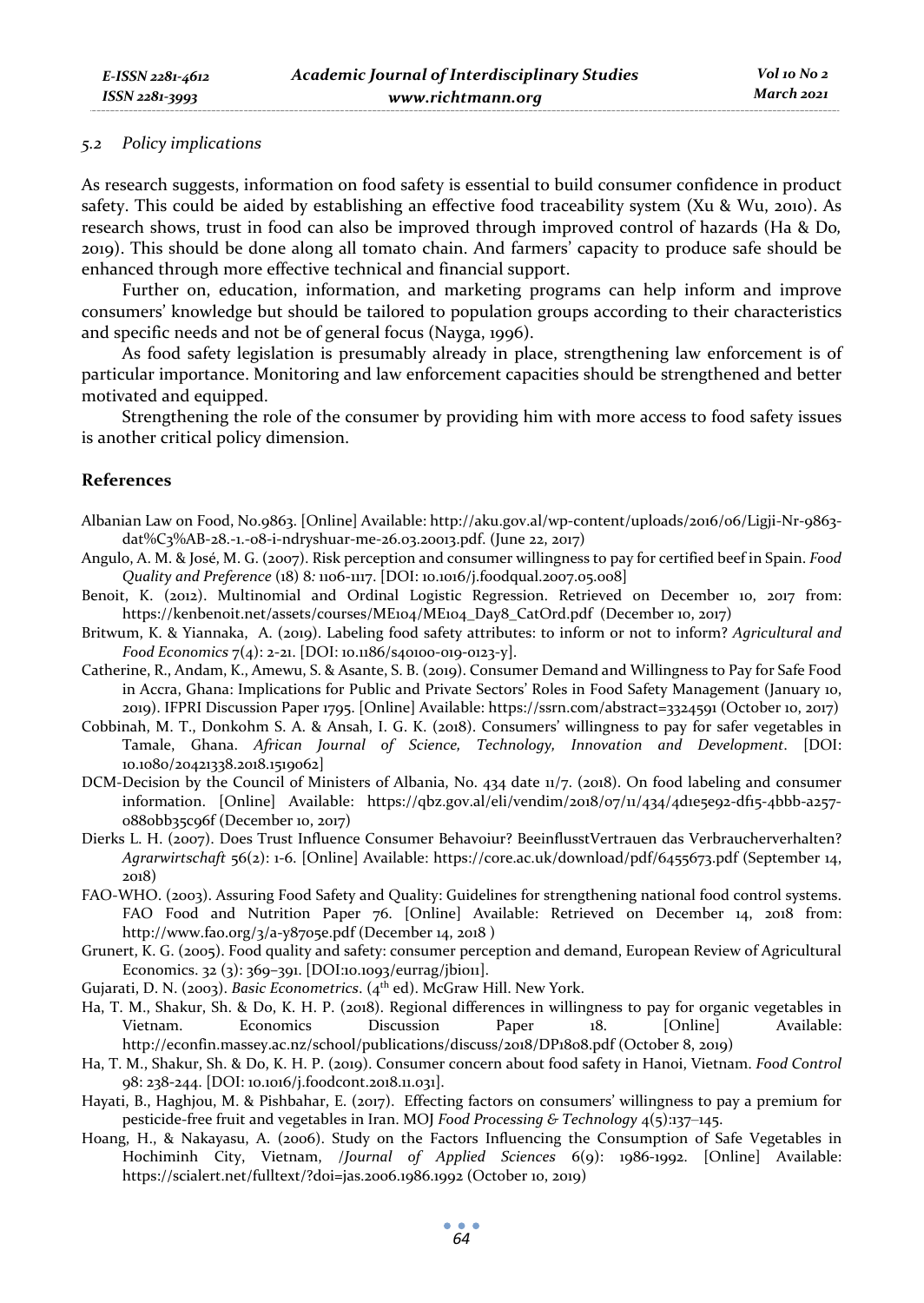### 5.2 Policy implications

As research suggests, information on food safety is essential to build consumer confidence in product safety. This could be aided by establishing an effective food traceability system (Xu & Wu, 2010). As research shows, trust in food can also be improved through improved control of hazards (Ha & Do, 2019). This should be done along all tomato chain. And farmers' capacity to produce safe should be enhanced through more effective technical and financial support.

Further on, education, information, and marketing programs can help inform and improve consumers' knowledge but should be tailored to population groups according to their characteristics and specific needs and not be of general focus (Nayga, 1996).

As food safety legislation is presumably already in place, strengthening law enforcement is of particular importance. Monitoring and law enforcement capacities should be strengthened and better motivated and equipped.

Strengthening the role of the consumer by providing him with more access to food safety issues is another critical policy dimension.

## References

Albanian Law on Food, No.9863. [Online] Available: http://aku.gov.al/wp-content/uploads/2016/06/Ligji-Nr-9863-dat%C3%AB-28.-1.-08-i-ndryshuar-me-26.03.20013.pdf. (June 22, 2017)

Angulo, A. M. & José, M. G. (2007). Risk perception and consumer willingness to pay for certified beef in Spain. *Food Quality and Preference* (18) 8*:* 1106-1117. [DOI: 10.1016/j.foodqual.2007.05.008]

Benoit, K. (2012). Multinomial and Ordinal Logistic Regression. Retrieved on December 10, 2017 from: https://kenbenoit.net/assets/courses/ME104/ME104_Day8_CatOrd.pdf (December 10, 2017)

Britwum, K. & Yiannaka, A. (2019). Labeling food safety attributes: to inform or not to inform? *Agricultural and Food Economics* 7(4): 2-21. [DOI: 10.1186/s40100-019-0123-y].

Catherine, R., Andam, K., Amewu, S. & Asante, S. B. (2019). Consumer Demand and Willingness to Pay for Safe Food in Accra, Ghana: Implications for Public and Private Sectors' Roles in Food Safety Management (January 10, 2019). IFPRI Discussion Paper 1795. [Online] Available: https://ssrn.com/abstract=3324591 (October 10, 2017)

Cobbinah, M. T., Donkohm S. A. & Ansah, I. G. K. (2018). Consumers' willingness to pay for safer vegetables in Tamale, Ghana. *African Journal of Science, Technology, Innovation and Development*. [DOI: 10.1080/20421338.2018.1519062]

DCM-Decision by the Council of Ministers of Albania, No. 434 date 11/7. (2018). On food labeling and consumer information. [Online] Available: https://qbz.gov.al/eli/vendim/2018/07/11/434/4d1e5e92-df15-4bbb-a257-0880bb35c96f (December 10, 2017)

Dierks L. H. (2007). Does Trust Influence Consumer Behavoiur? BeeinflusstVertrauen das Verbraucherverhalten? *Agrarwirtschaft* 56(2): 1-6. [Online] Available: https://core.ac.uk/download/pdf/6455673.pdf (September 14, 2018)

FAO-WHO. (2003). Assuring Food Safety and Quality: Guidelines for strengthening national food control systems. FAO Food and Nutrition Paper 76. [Online] Available: Retrieved on December 14, 2018 from: http://www.fao.org/3/a-y8705e.pdf (December 14, 2018 )

Grunert, K. G. (2005). Food quality and safety: consumer perception and demand, European Review of Agricultural Economics. 32 (3): 369–391. [DOI:10.1093/eurrag/jbi011].

Gujarati, D. N. (2003). *Basic Econometrics*. (4th ed). McGraw Hill. New York.

Ha, T. M., Shakur, Sh. & Do, K. H. P. (2018). Regional differences in willingness to pay for organic vegetables in Vietnam. Economics Discussion Paper 18. [Online] Available: http://econfin.massey.ac.nz/school/publications/discuss/2018/DP1808.pdf (October 8, 2019)

Ha, T. M., Shakur, Sh. & Do, K. H. P. (2019). Consumer concern about food safety in Hanoi, Vietnam. *Food Control* 98: 238-244. [DOI: 10.1016/j.foodcont.2018.11.031].

Hayati, B., Haghjou, M. & Pishbahar, E. (2017). Effecting factors on consumers' willingness to pay a premium for pesticide-free fruit and vegetables in Iran. MOJ *Food Processing & Technology* 4(5):137–145.

Hoang, H., & Nakayasu, A. (2006). Study on the Factors Influencing the Consumption of Safe Vegetables in Hochiminh City, Vietnam, /*Journal of Applied Sciences* 6(9): 1986-1992. [Online] Available: https://scialert.net/fulltext/?doi=jas.2006.1986.1992 (October 10, 2019)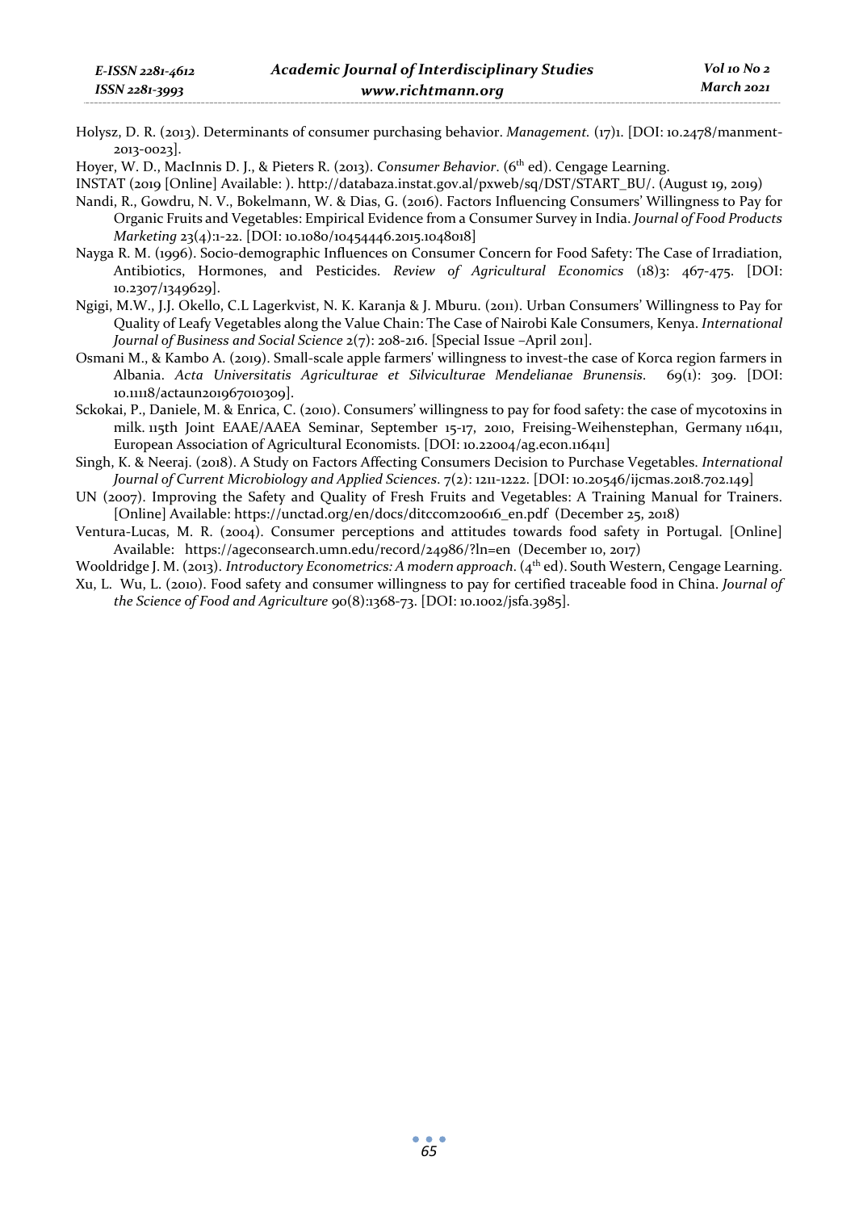Holysz, D. R. (2013). Determinants of consumer purchasing behavior. *Management.* (17)1. [DOI: 10.2478/manment-2013-0023].

Hoyer, W. D., MacInnis D. J., & Pieters R. (2013). *Consumer Behavior*. (6th ed). Cengage Learning.

INSTAT (2019 [Online] Available: ). http://databaza.instat.gov.al/pxweb/sq/DST/START_BU/. (August 19, 2019)

Nandi, R., Gowdru, N. V., Bokelmann, W. & Dias, G. (2016). Factors Influencing Consumers' Willingness to Pay for Organic Fruits and Vegetables: Empirical Evidence from a Consumer Survey in India. *Journal of Food Products Marketing* 23(4):1-22. [DOI: 10.1080/10454446.2015.1048018]

Nayga R. M. (1996). Socio-demographic Influences on Consumer Concern for Food Safety: The Case of Irradiation, Antibiotics, Hormones, and Pesticides. *Review of Agricultural Economics* (18)3: 467-475. [DOI: 10.2307/1349629].

Ngigi, M.W., J.J. Okello, C.L Lagerkvist, N. K. Karanja & J. Mburu. (2011). Urban Consumers' Willingness to Pay for Quality of Leafy Vegetables along the Value Chain: The Case of Nairobi Kale Consumers, Kenya. *International Journal of Business and Social Science* 2(7): 208-216. [Special Issue –April 2011].

Osmani M., & Kambo A. (2019). Small-scale apple farmers' willingness to invest-the case of Korca region farmers in Albania. *Acta Universitatis Agriculturae et Silviculturae Mendelianae Brunensis*. 69(1): 309. [DOI: 10.11118/actaun201967010309].

Sckokai, P., Daniele, M. & Enrica, C. (2010). Consumers' willingness to pay for food safety: the case of mycotoxins in milk. 115th Joint EAAE/AAEA Seminar, September 15-17, 2010, Freising-Weihenstephan, Germany 116411, European Association of Agricultural Economists. [DOI: 10.22004/ag.econ.116411]

Singh, K. & Neeraj. (2018). A Study on Factors Affecting Consumers Decision to Purchase Vegetables. *International Journal of Current Microbiology and Applied Sciences*. 7(2): 1211-1222. [DOI: 10.20546/ijcmas.2018.702.149]

UN (2007). Improving the Safety and Quality of Fresh Fruits and Vegetables: A Training Manual for Trainers. [Online] Available: https://unctad.org/en/docs/ditccom200616_en.pdf (December 25, 2018)

Ventura-Lucas, M. R. (2004). Consumer perceptions and attitudes towards food safety in Portugal. [Online] Available: https://ageconsearch.umn.edu/record/24986/?ln=en (December 10, 2017)

Wooldridge J. M. (2013). *Introductory Econometrics: A modern approach*. (4th ed). South Western, Cengage Learning.

Xu, L. Wu, L. (2010). Food safety and consumer willingness to pay for certified traceable food in China. *Journal of the Science of Food and Agriculture* 90(8):1368-73. [DOI: 10.1002/jsfa.3985].